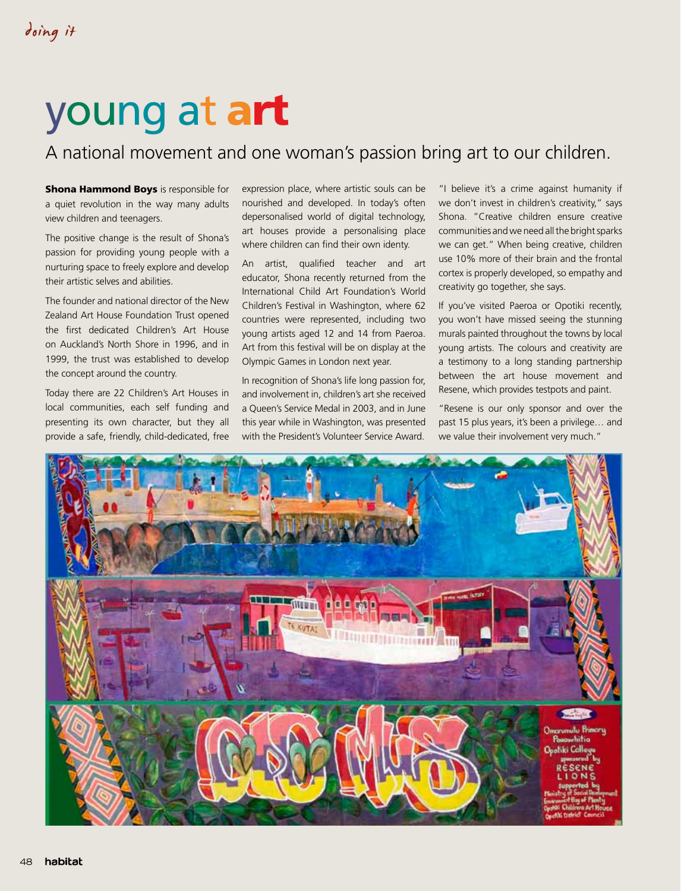doing it

# young at art

## A national movement and one woman's passion bring art to our children.

**Shona Hammond Boys** is responsible for a quiet revolution in the way many adults view children and teenagers.

The positive change is the result of Shona's passion for providing young people with a nurturing space to freely explore and develop their artistic selves and abilities.

The founder and national director of the New Zealand Art House Foundation Trust opened the first dedicated Children's Art House on Auckland's North Shore in 1996, and in 1999, the trust was established to develop the concept around the country.

Today there are 22 Children's Art Houses in local communities, each self funding and presenting its own character, but they all provide a safe, friendly, child-dedicated, free expression place, where artistic souls can be nourished and developed. In today's often depersonalised world of digital technology, art houses provide a personalising place where children can find their own identy.

An artist, qualified teacher and art educator, Shona recently returned from the International Child Art Foundation's World Children's Festival in Washington, where 62 countries were represented, including two young artists aged 12 and 14 from Paeroa. Art from this festival will be on display at the Olympic Games in London next year.

In recognition of Shona's life long passion for, and involvement in, children's art she received a Queen's Service Medal in 2003, and in June this year while in Washington, was presented with the President's Volunteer Service Award.

"I believe it's a crime against humanity if we don't invest in children's creativity," says Shona. "Creative children ensure creative communities and we need all the bright sparks we can get." When being creative, children use 10% more of their brain and the frontal cortex is properly developed, so empathy and creativity go together, she says.

If you've visited Paeroa or Opotiki recently, you won't have missed seeing the stunning murals painted throughout the towns by local young artists. The colours and creativity are a testimony to a long standing partnership between the art house movement and Resene, which provides testpots and paint.

"Resene is our only sponsor and over the past 15 plus years, it's been a privilege… and we value their involvement very much."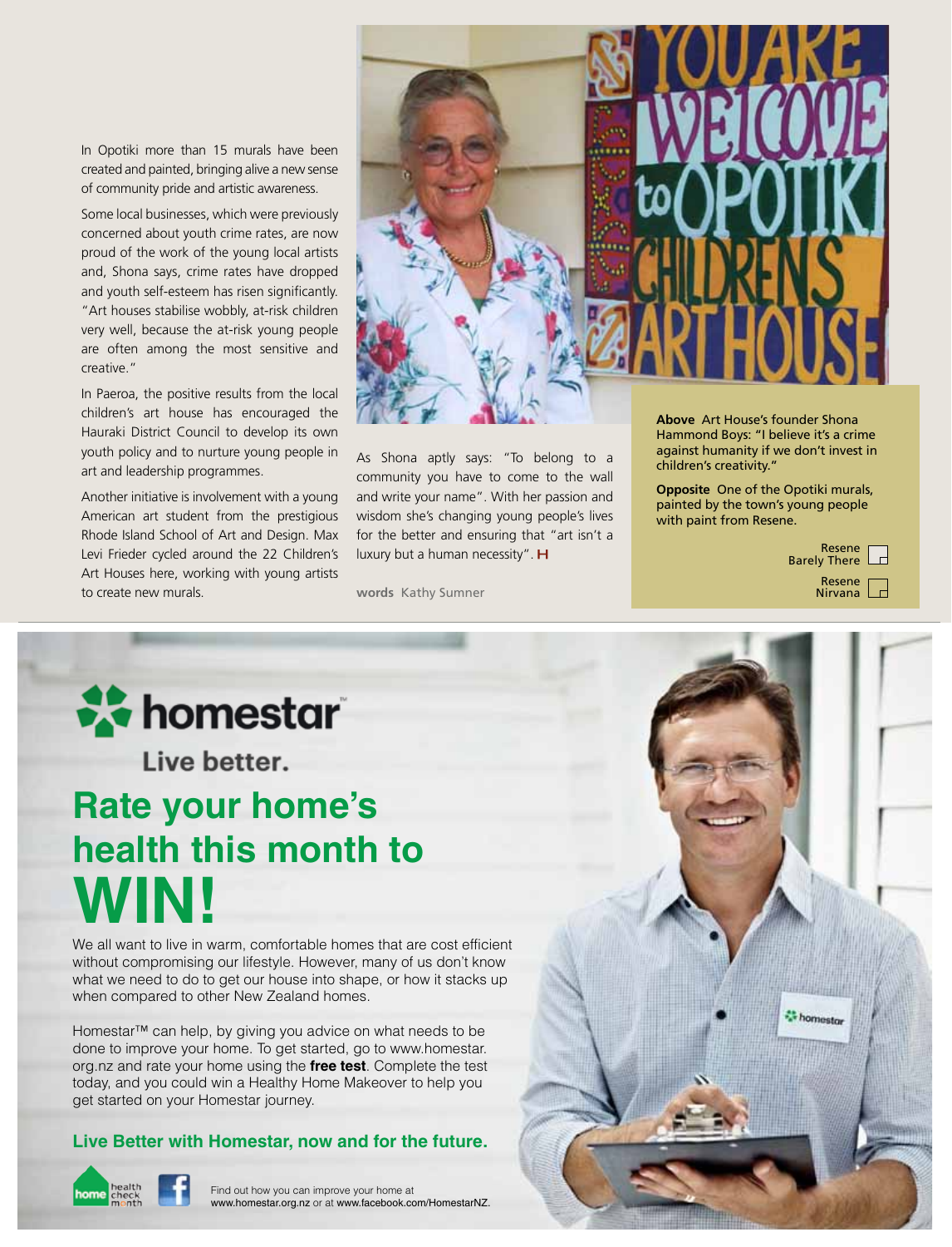In Opotiki more than 15 murals have been created and painted, bringing alive a new sense of community pride and artistic awareness.

Some local businesses, which were previously concerned about youth crime rates, are now proud of the work of the young local artists and, Shona says, crime rates have dropped and youth self-esteem has risen significantly. "Art houses stabilise wobbly, at-risk children very well, because the at-risk young people are often among the most sensitive and creative."

In Paeroa, the positive results from the local children's art house has encouraged the Hauraki District Council to develop its own youth policy and to nurture young people in art and leadership programmes.

Another initiative is involvement with a young American art student from the prestigious Rhode Island School of Art and Design. Max Levi Frieder cycled around the 22 Children's Art Houses here, working with young artists to create new murals.

As Shona aptly says: "To belong to a community you have to come to the wall and write your name". With her passion and wisdom she's changing young people's lives for the better and ensuring that "art isn't a luxury but a human necessity".

**words** Kathy Sumner

**Above** Art House's founder Shona Hammond Boys: "I believe it's a crime against humanity if we don't invest in children's creativity."

**Opposite** One of the Opotiki murals, painted by the town's young people with paint from Resene.

Resene Barely There

Resene Nirvana

# homestar

**Live better.**

## Rate your home's health this month to WIN!

We all want to live in warm, comfortable homes that are cost efficient without compromising our lifestyle. However, many of us don't know what we need to do to get our house into shape, or how it stacks up when compared to other New Zealand homes.

Homestar™ can help, by giving you advice on what needs to be done to improve your home. To get started, go to www.homestar.org.nz and rate your home using the **free test**. Complete the test today, and you could win a Healthy Home Makeover to help you get started on your Homestar journey.

**Live Better with Homestar, now and for the future.**

home health check month

Find out how you can improve your home at www.homestar.org.nz or at www.facebook.com/HomestarNZ.